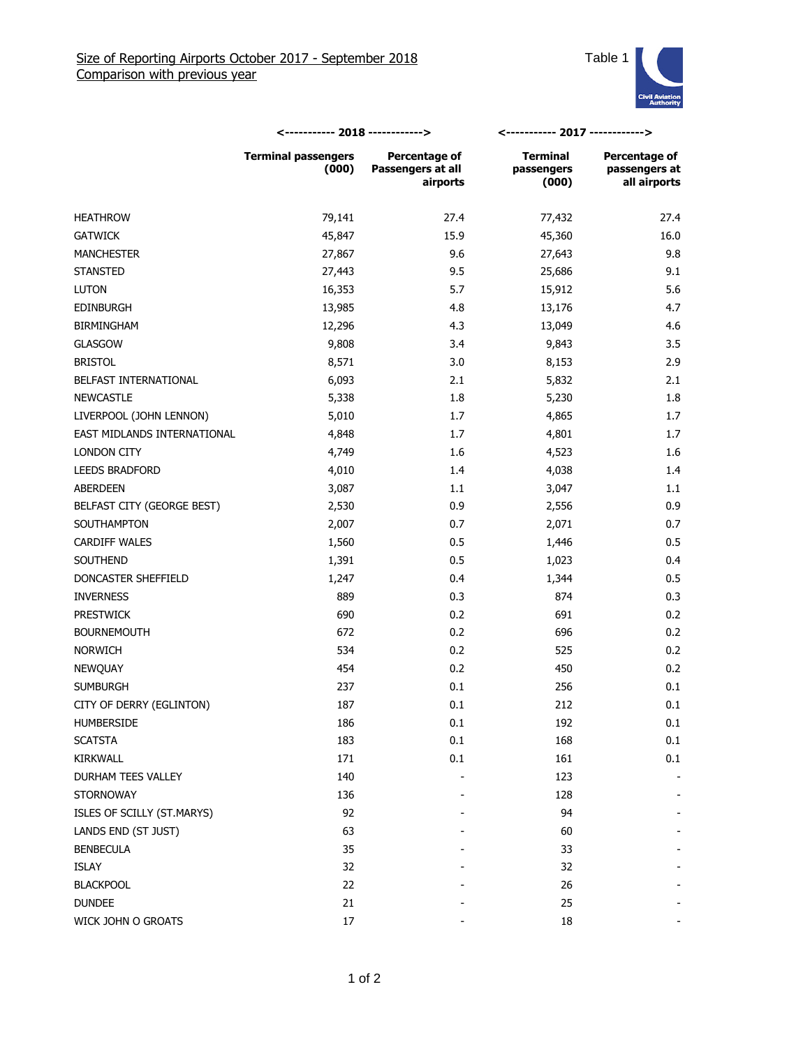## Size of Reporting Airports October 2017 - September 2018
## Comparison with previous year

Table 1

| | 2018 | | 2017 | |
|---|---|---|---|---|
| | Terminal passengers (000) | Percentage of Passengers at all airports | Terminal passengers (000) | Percentage of passengers at all airports |
| HEATHROW | 79,141 | 27.4 | 77,432 | 27.4 |
| GATWICK | 45,847 | 15.9 | 45,360 | 16.0 |
| MANCHESTER | 27,867 | 9.6 | 27,643 | 9.8 |
| STANSTED | 27,443 | 9.5 | 25,686 | 9.1 |
| LUTON | 16,353 | 5.7 | 15,912 | 5.6 |
| EDINBURGH | 13,985 | 4.8 | 13,176 | 4.7 |
| BIRMINGHAM | 12,296 | 4.3 | 13,049 | 4.6 |
| GLASGOW | 9,808 | 3.4 | 9,843 | 3.5 |
| BRISTOL | 8,571 | 3.0 | 8,153 | 2.9 |
| BELFAST INTERNATIONAL | 6,093 | 2.1 | 5,832 | 2.1 |
| NEWCASTLE | 5,338 | 1.8 | 5,230 | 1.8 |
| LIVERPOOL (JOHN LENNON) | 5,010 | 1.7 | 4,865 | 1.7 |
| EAST MIDLANDS INTERNATIONAL | 4,848 | 1.7 | 4,801 | 1.7 |
| LONDON CITY | 4,749 | 1.6 | 4,523 | 1.6 |
| LEEDS BRADFORD | 4,010 | 1.4 | 4,038 | 1.4 |
| ABERDEEN | 3,087 | 1.1 | 3,047 | 1.1 |
| BELFAST CITY (GEORGE BEST) | 2,530 | 0.9 | 2,556 | 0.9 |
| SOUTHAMPTON | 2,007 | 0.7 | 2,071 | 0.7 |
| CARDIFF WALES | 1,560 | 0.5 | 1,446 | 0.5 |
| SOUTHEND | 1,391 | 0.5 | 1,023 | 0.4 |
| DONCASTER SHEFFIELD | 1,247 | 0.4 | 1,344 | 0.5 |
| INVERNESS | 889 | 0.3 | 874 | 0.3 |
| PRESTWICK | 690 | 0.2 | 691 | 0.2 |
| BOURNEMOUTH | 672 | 0.2 | 696 | 0.2 |
| NORWICH | 534 | 0.2 | 525 | 0.2 |
| NEWQUAY | 454 | 0.2 | 450 | 0.2 |
| SUMBURGH | 237 | 0.1 | 256 | 0.1 |
| CITY OF DERRY (EGLINTON) | 187 | 0.1 | 212 | 0.1 |
| HUMBERSIDE | 186 | 0.1 | 192 | 0.1 |
| SCATSTA | 183 | 0.1 | 168 | 0.1 |
| KIRKWALL | 171 | 0.1 | 161 | 0.1 |
| DURHAM TEES VALLEY | 140 | - | 123 | - |
| STORNOWAY | 136 | - | 128 | - |
| ISLES OF SCILLY (ST.MARYS) | 92 | - | 94 | - |
| LANDS END (ST JUST) | 63 | - | 60 | - |
| BENBECULA | 35 | - | 33 | - |
| ISLAY | 32 | - | 32 | - |
| BLACKPOOL | 22 | - | 26 | - |
| DUNDEE | 21 | - | 25 | - |
| WICK JOHN O GROATS | 17 | - | 18 | - |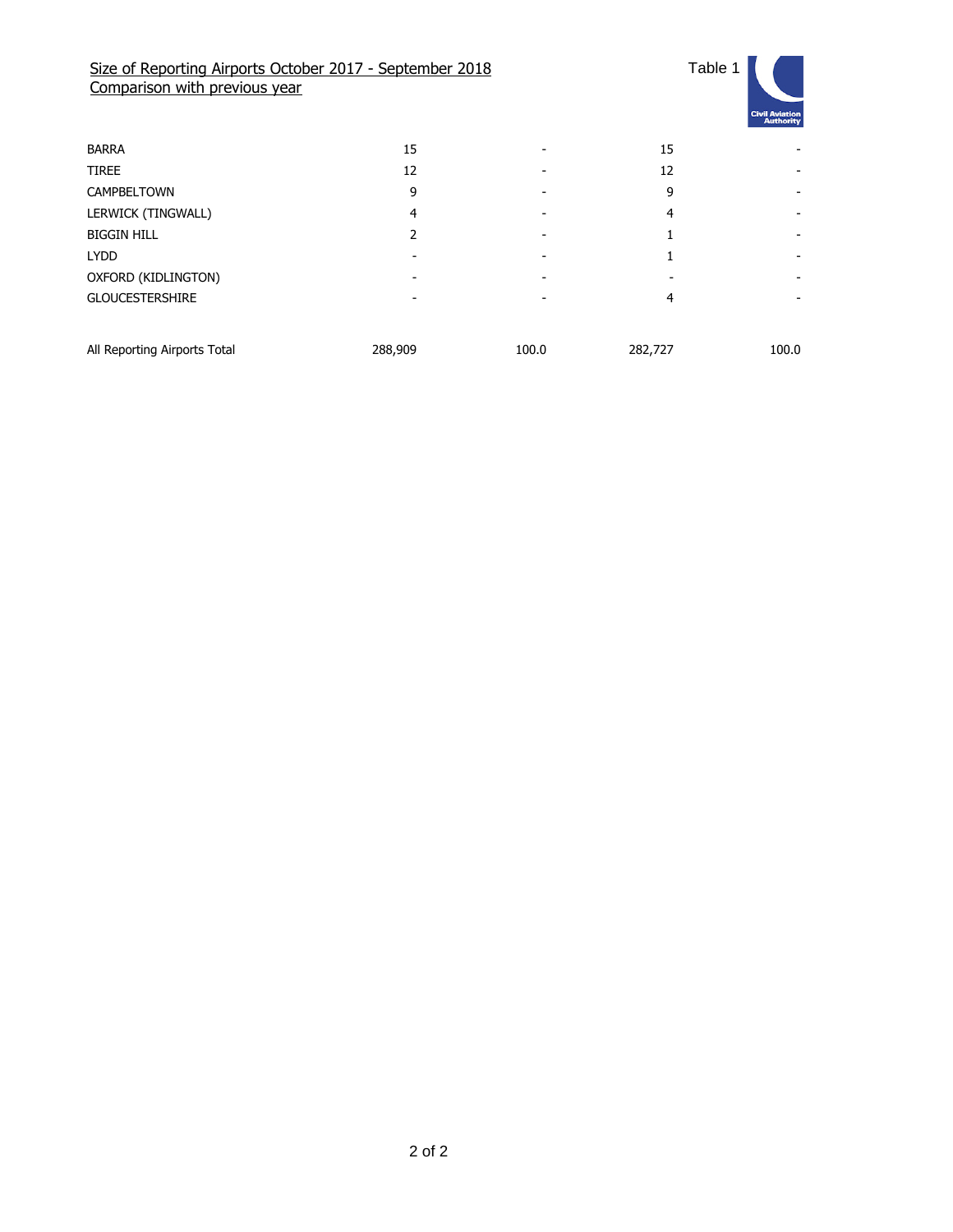Size of Reporting Airports October 2017 - September 2018
Comparison with previous year

Table 1

| | | | | |
|---|---|---|---|---|
| BARRA | 15 | - | 15 | - |
| TIREE | 12 | - | 12 | - |
| CAMPBELTOWN | 9 | - | 9 | - |
| LERWICK (TINGWALL) | 4 | - | 4 | - |
| BIGGIN HILL | 2 | - | 1 | - |
| LYDD | - | - | 1 | - |
| OXFORD (KIDLINGTON) | - | - | - | - |
| GLOUCESTERSHIRE | - | - | 4 | - |
| | | | | |
| All Reporting Airports Total | 288,909 | 100.0 | 282,727 | 100.0 |